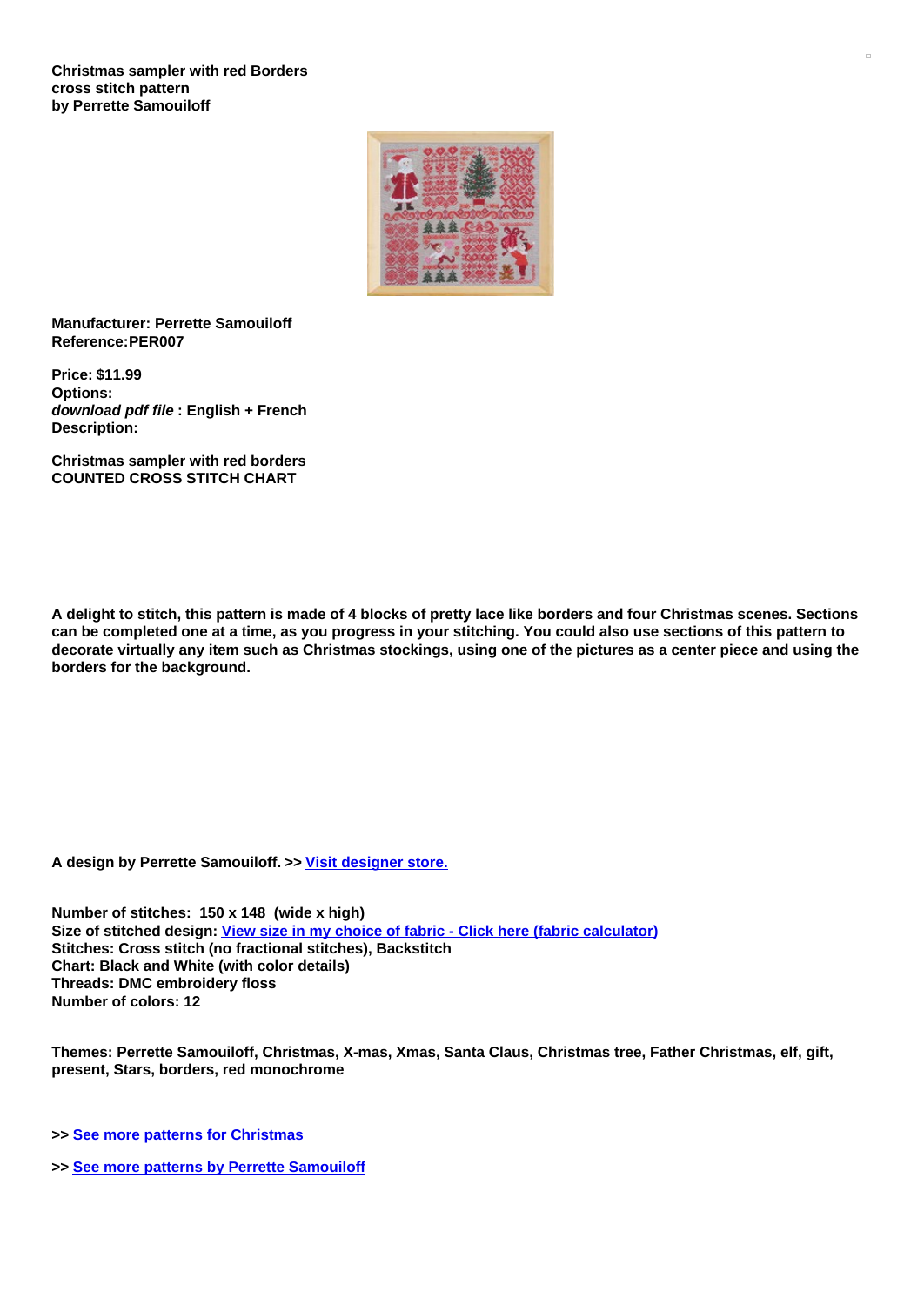**Christmas sampler with red Borders cross stitch pattern by Perrette Samouiloff**

**Manufacturer: Perrette Samouiloff**
**Reference:PER007**

**Price: $11.99**
**Options:**
***download pdf file* : English + French**
**Description:**

**Christmas sampler with red borders**
**COUNTED CROSS STITCH CHART**

**A delight to stitch, this pattern is made of 4 blocks of pretty lace like borders and four Christmas scenes. Sections can be completed one at a time, as you progress in your stitching. You could also use sections of this pattern to decorate virtually any item such as Christmas stockings, using one of the pictures as a center piece and using the borders for the background.**

**A design by Perrette Samouiloff. >> Visit designer store.**

**Number of stitches: 150 x 148 (wide x high)**
**Size of stitched design: View size in my choice of fabric - Click here (fabric calculator)**
**Stitches: Cross stitch (no fractional stitches), Backstitch**
**Chart: Black and White (with color details)**
**Threads: DMC embroidery floss**
**Number of colors: 12**

**Themes: Perrette Samouiloff, Christmas, X-mas, Xmas, Santa Claus, Christmas tree, Father Christmas, elf, gift, present, Stars, borders, red monochrome**

**>> See more patterns for Christmas**

**>> See more patterns by Perrette Samouiloff**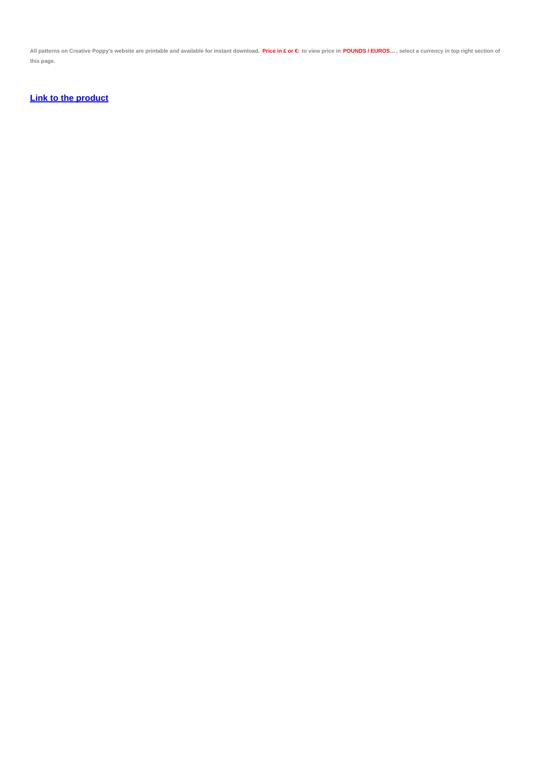**All patterns on Creative Poppy's website are printable and available for instant download. Price in £ or €: to view price in POUNDS / EUROS… , select a currency in top right section of this page.**

**[Link to the product]**